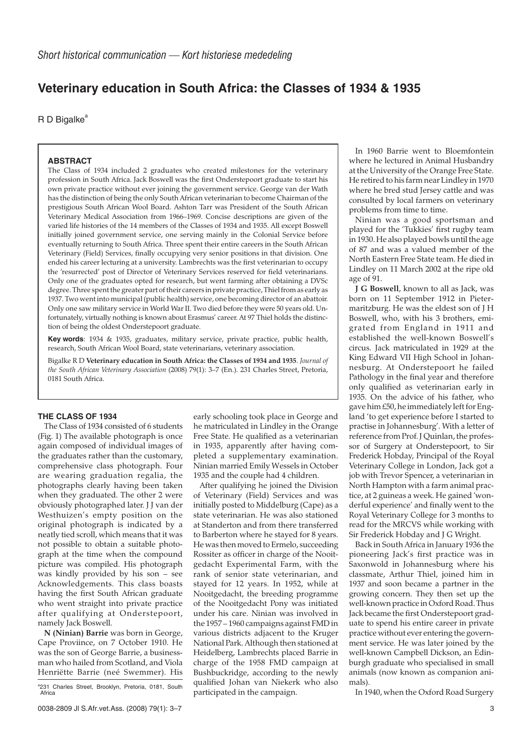*Short historical communication — Kort historiese mededeling*

# Veterinary education in South Africa: the Classes of 1934 & 1935

R D Bigalke[a]

### ABSTRACT

The Class of 1934 included 2 graduates who created milestones for the veterinary profession in South Africa. Jack Boswell was the first Onderstepoort graduate to start his own private practice without ever joining the government service. George van der Wath has the distinction of being the only South African veterinarian to become Chairman of the prestigious South African Wool Board. Ashton Tarr was President of the South African Veterinary Medical Association from 1966–1969. Concise descriptions are given of the varied life histories of the 14 members of the Classes of 1934 and 1935. All except Boswell initially joined government service, one serving mainly in the Colonial Service before eventually returning to South Africa. Three spent their entire careers in the South African Veterinary (Field) Services, finally occupying very senior positions in that division. One ended his career lecturing at a university. Lambrechts was the first veterinarian to occupy the 'resurrected' post of Director of Veterinary Services reserved for field veterinarians. Only one of the graduates opted for research, but went farming after obtaining a DVSc degree. Three spent the greater part of their careers in private practice, Thiel from as early as 1937. Two went into municipal (public health) service, one becoming director of an abattoir. Only one saw military service in World War II. Two died before they were 50 years old. Unfortunately, virtually nothing is known about Erasmus' career. At 97 Thiel holds the distinction of being the oldest Onderstepoort graduate.

**Key words**: 1934 & 1935, graduates, military service, private practice, public health, research, South African Wool Board, state veterinarians, veterinary association.

Bigalke R D **Veterinary education in South Africa: the Classes of 1934 and 1935**. *Journal of the South African Veterinary Association* (2008) 79(1): 3–7 (En.). 231 Charles Street, Pretoria, 0181 South Africa.

## THE CLASS OF 1934

The Class of 1934 consisted of 6 students (Fig. 1) The available photograph is once again composed of individual images of the graduates rather than the customary, comprehensive class photograph. Four are wearing graduation regalia, the photographs clearly having been taken when they graduated. The other 2 were obviously photographed later. J J van der Westhuizen's empty position on the original photograph is indicated by a neatly tied scroll, which means that it was not possible to obtain a suitable photograph at the time when the compound picture was compiled. His photograph was kindly provided by his son – see Acknowledgements. This class boasts having the first South African graduate who went straight into private practice after qualifying at Onderstepoort, namely Jack Boswell.

**N (Ninian) Barrie** was born in George, Cape Proviince, on 7 October 1910. He was the son of George Barrie, a businessman who hailed from Scotland, and Viola Henriëtte Barrie (neé Swemmer). His early schooling took place in George and he matriculated in Lindley in the Orange Free State. He qualified as a veterinarian in 1935, apparently after having completed a supplementary examination. Ninian married Emily Wessels in October 1935 and the couple had 4 children.

After qualifying he joined the Division of Veterinary (Field) Services and was initially posted to Middelburg (Cape) as a state veterinarian. He was also stationed at Standerton and from there transferred to Barberton where he stayed for 8 years. He was then moved to Ermelo, succeeding Rossiter as officer in charge of the Nooitgedacht Experimental Farm, with the rank of senior state veterinarian, and stayed for 12 years. In 1952, while at Nooitgedacht, the breeding programme of the Nooitgedacht Pony was initiated under his care. Ninian was involved in the 1957 – 1960 campaigns against FMD in various districts adjacent to the Kruger National Park. Although then stationed at Heidelberg, Lambrechts placed Barrie in charge of the 1958 FMD campaign at Bushbuckridge, according to the newly qualified Johan van Niekerk who also participated in the campaign.

In 1960 Barrie went to Bloemfontein where he lectured in Animal Husbandry at the University of the Orange Free State. He retired to his farm near Lindley in 1970 where he bred stud Jersey cattle and was consulted by local farmers on veterinary problems from time to time.

Ninian was a good sportsman and played for the 'Tukkies' first rugby team in 1930. He also played bowls until the age of 87 and was a valued member of the North Eastern Free State team. He died in Lindley on 11 March 2002 at the ripe old age of 91.

**J G Boswell**, known to all as Jack, was born on 11 September 1912 in Pietermaritzburg. He was the eldest son of J H Boswell, who, with his 3 brothers, emigrated from England in 1911 and established the well-known Boswell's circus. Jack matriculated in 1929 at the King Edward VII High School in Johannesburg. At Onderstepoort he failed Pathology in the final year and therefore only qualified as veterinarian early in 1935. On the advice of his father, who gave him £50, he immediately left for England 'to get experience before I started to practise in Johannesburg'. With a letter of reference from Prof. J Quinlan, the professor of Surgery at Onderstepoort, to Sir Frederick Hobday, Principal of the Royal Veterinary College in London, Jack got a job with Trevor Spencer, a veterinarian in North Hampton with a farm animal practice, at 2 guineas a week. He gained 'wonderful experience' and finally went to the Royal Veterinary College for 3 months to read for the MRCVS while working with Sir Frederick Hobday and J G Wright.

Back in South Africa in January 1936 the pioneering Jack's first practice was in Saxonwold in Johannesburg where his classmate, Arthur Thiel, joined him in 1937 and soon became a partner in the growing concern. They then set up the well-known practice in Oxford Road. Thus Jack became the first Onderstepoort graduate to spend his entire career in private practice without ever entering the government service. He was later joined by the well-known Campbell Dickson, an Edinburgh graduate who specialised in small animals (now known as companion animals).

In 1940, when the Oxford Road Surgery

[a]231 Charles Street, Brooklyn, Pretoria, 0181, South Africa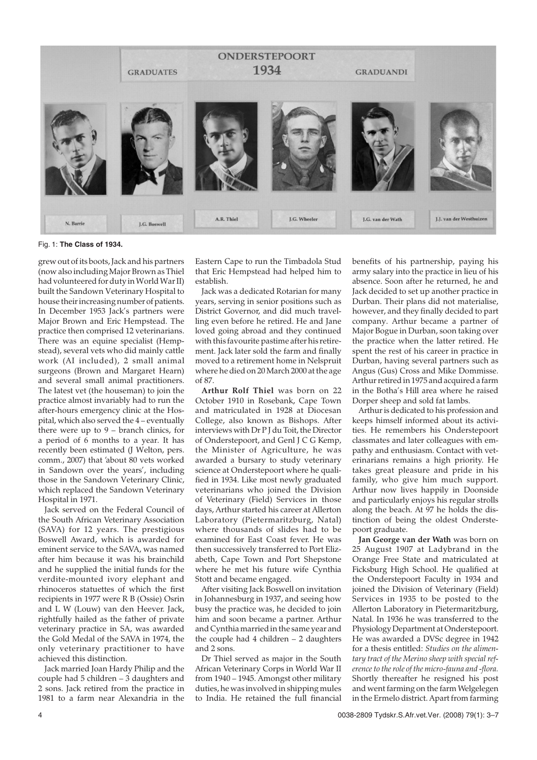ONDERSTEPOORT 1934

GRADUATES — GRADUANDI

N. Barrie | J.G. Boswell | A.R. Thiel | J.G. Wheeler | J.G. van der Wath | J.J. van der Westhuizen

Fig. 1: **The Class of 1934.**

grew out of its boots, Jack and his partners (now also including Major Brown as Thiel had volunteered for duty in World War II) built the Sandown Veterinary Hospital to house their increasing number of patients. In December 1953 Jack's partners were Major Brown and Eric Hempstead. The practice then comprised 12 veterinarians. There was an equine specialist (Hempstead), several vets who did mainly cattle work (AI included), 2 small animal surgeons (Brown and Margaret Hearn) and several small animal practitioners. The latest vet (the houseman) to join the practice almost invariably had to run the after-hours emergency clinic at the Hospital, which also served the 4 – eventually there were up to 9 – branch clinics, for a period of 6 months to a year. It has recently been estimated (J Welton, pers. comm., 2007) that 'about 80 vets worked in Sandown over the years', including those in the Sandown Veterinary Clinic, which replaced the Sandown Veterinary Hospital in 1971.

Jack served on the Federal Council of the South African Veterinary Association (SAVA) for 12 years. The prestigious Boswell Award, which is awarded for eminent service to the SAVA, was named after him because it was his brainchild and he supplied the initial funds for the verdite-mounted ivory elephant and rhinoceros statuettes of which the first recipients in 1977 were R B (Ossie) Osrin and L W (Louw) van den Heever. Jack, rightfully hailed as the father of private veterinary practice in SA, was awarded the Gold Medal of the SAVA in 1974, the only veterinary practitioner to have achieved this distinction.

Jack married Joan Hardy Philip and the couple had 5 children – 3 daughters and 2 sons. Jack retired from the practice in 1981 to a farm near Alexandria in the Eastern Cape to run the Timbadola Stud that Eric Hempstead had helped him to establish.

Jack was a dedicated Rotarian for many years, serving in senior positions such as District Governor, and did much travelling even before he retired. He and Jane loved going abroad and they continued with this favourite pastime after his retirement. Jack later sold the farm and finally moved to a retirement home in Nelspruit where he died on 20 March 2000 at the age of 87.

**Arthur Rolf Thiel** was born on 22 October 1910 in Rosebank, Cape Town and matriculated in 1928 at Diocesan College, also known as Bishops. After interviews with Dr P J du Toit, the Director of Onderstepoort, and Genl J C G Kemp, the Minister of Agriculture, he was awarded a bursary to study veterinary science at Onderstepoort where he qualified in 1934. Like most newly graduated veterinarians who joined the Division of Veterinary (Field) Services in those days, Arthur started his career at Allerton Laboratory (Pietermaritzburg, Natal) where thousands of slides had to be examined for East Coast fever. He was then successively transferred to Port Elizabeth, Cape Town and Port Shepstone where he met his future wife Cynthia Stott and became engaged.

After visiting Jack Boswell on invitation in Johannesburg in 1937, and seeing how busy the practice was, he decided to join him and soon became a partner. Arthur and Cynthia married in the same year and the couple had 4 children – 2 daughters and 2 sons.

Dr Thiel served as major in the South African Veterinary Corps in World War II from 1940 – 1945. Amongst other military duties, he was involved in shipping mules to India. He retained the full financial benefits of his partnership, paying his army salary into the practice in lieu of his absence. Soon after he returned, he and Jack decided to set up another practice in Durban. Their plans did not materialise, however, and they finally decided to part company. Arthur became a partner of Major Bogue in Durban, soon taking over the practice when the latter retired. He spent the rest of his career in practice in Durban, having several partners such as Angus (Gus) Cross and Mike Dommisse. Arthur retired in 1975 and acquired a farm in the Botha's Hill area where he raised Dorper sheep and sold fat lambs.

Arthur is dedicated to his profession and keeps himself informed about its activities. He remembers his Onderstepoort classmates and later colleagues with empathy and enthusiasm. Contact with veterinarians remains a high priority. He takes great pleasure and pride in his family, who give him much support. Arthur now lives happily in Doonside and particularly enjoys his regular strolls along the beach. At 97 he holds the distinction of being the oldest Onderstepoort graduate.

**Jan George van der Wath** was born on 25 August 1907 at Ladybrand in the Orange Free State and matriculated at Ficksburg High School. He qualified at the Onderstepoort Faculty in 1934 and joined the Division of Veterinary (Field) Services in 1935 to be posted to the Allerton Laboratory in Pietermaritzburg, Natal. In 1936 he was transferred to the Physiology Department at Onderstepoort. He was awarded a DVSc degree in 1942 for a thesis entitled: *Studies on the alimentary tract of the Merino sheep with special reference to the role of the micro-fauna and -flora.* Shortly thereafter he resigned his post and went farming on the farm Welgelegen in the Ermelo district. Apart from farming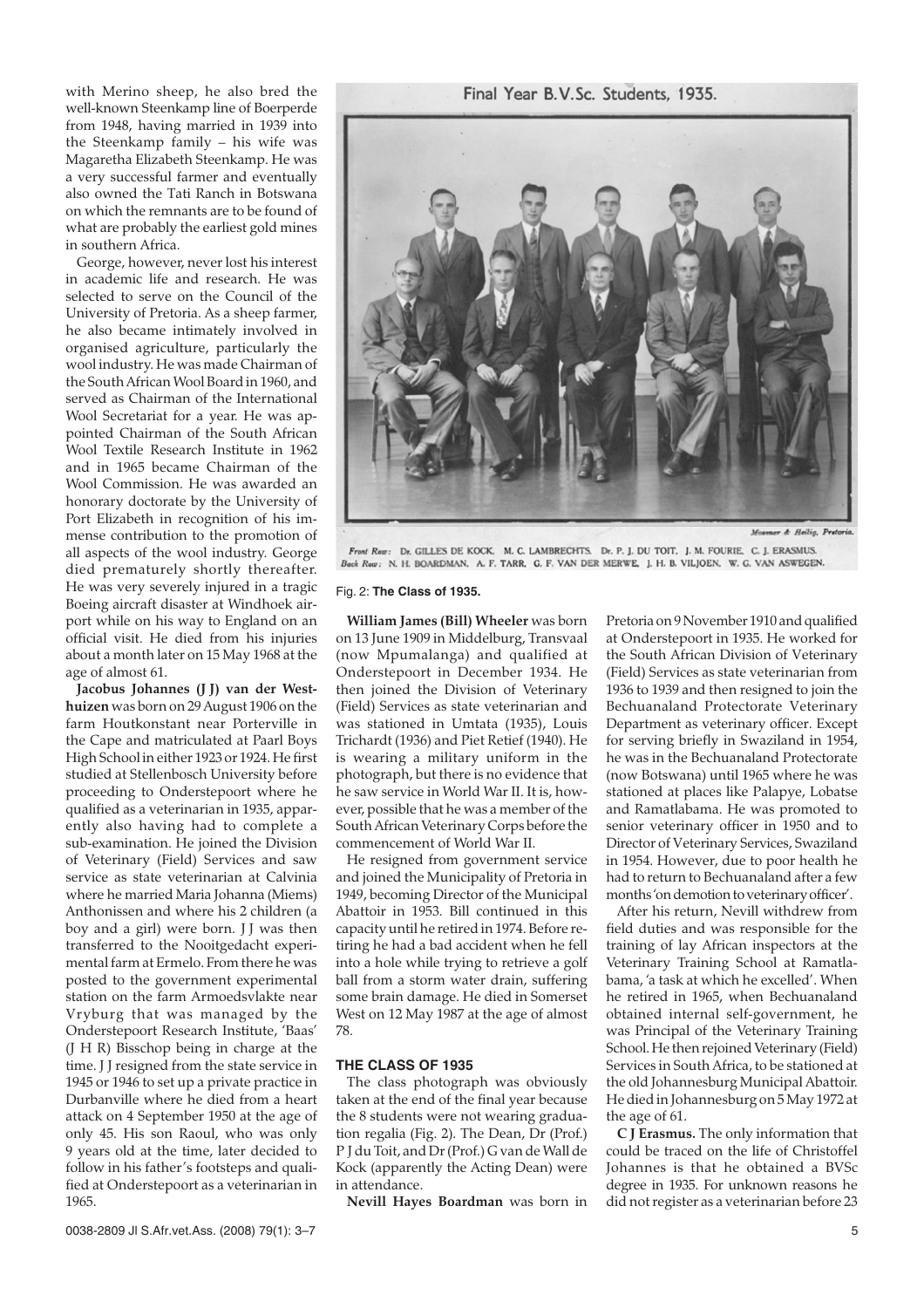with Merino sheep, he also bred the well-known Steenkamp line of Boerperde from 1948, having married in 1939 into the Steenkamp family – his wife was Magaretha Elizabeth Steenkamp. He was a very successful farmer and eventually also owned the Tati Ranch in Botswana on which the remnants are to be found of what are probably the earliest gold mines in southern Africa.

George, however, never lost his interest in academic life and research. He was selected to serve on the Council of the University of Pretoria. As a sheep farmer, he also became intimately involved in organised agriculture, particularly the wool industry. He was made Chairman of the South African Wool Board in 1960, and served as Chairman of the International Wool Secretariat for a year. He was appointed Chairman of the South African Wool Textile Research Institute in 1962 and in 1965 became Chairman of the Wool Commission. He was awarded an honorary doctorate by the University of Port Elizabeth in recognition of his immense contribution to the promotion of all aspects of the wool industry. George died prematurely shortly thereafter. He was very severely injured in a tragic Boeing aircraft disaster at Windhoek airport while on his way to England on an official visit. He died from his injuries about a month later on 15 May 1968 at the age of almost 61.

**Jacobus Johannes (J J) van der Westhuizen** was born on 29 August 1906 on the farm Houtkonstant near Porterville in the Cape and matriculated at Paarl Boys High School in either 1923 or 1924. He first studied at Stellenbosch University before proceeding to Onderstepoort where he qualified as a veterinarian in 1935, apparently also having had to complete a sub-examination. He joined the Division of Veterinary (Field) Services and saw service as state veterinarian at Calvinia where he married Maria Johanna (Miems) Anthonissen and where his 2 children (a boy and a girl) were born. J J was then transferred to the Nooitgedacht experimental farm at Ermelo. From there he was posted to the government experimental station on the farm Armoedsvlakte near Vryburg that was managed by the Onderstepoort Research Institute, 'Baas' (J H R) Bisschop being in charge at the time. J J resigned from the state service in 1945 or 1946 to set up a private practice in Durbanville where he died from a heart attack on 4 September 1950 at the age of only 45. His son Raoul, who was only 9 years old at the time, later decided to follow in his father's footsteps and qualified at Onderstepoort as a veterinarian in 1965.

Final Year B.V.Sc. Students, 1935.

Front Row: Dr. GILLES DE KOCK, M. C. LAMBRECHTS, Dr. P. J. DU TOIT, J. M. FOURIE, C. J. ERASMUS.
Back Row: N. H. BOARDMAN, A. F. TARR, G. F. VAN DER MERWE, J. H. B. VILJOEN, W. G. VAN ASWEGEN.

Fig. 2: **The Class of 1935.**

**William James (Bill) Wheeler** was born on 13 June 1909 in Middelburg, Transvaal (now Mpumalanga) and qualified at Onderstepoort in December 1934. He then joined the Division of Veterinary (Field) Services as state veterinarian and was stationed in Umtata (1935), Louis Trichardt (1936) and Piet Retief (1940). He is wearing a military uniform in the photograph, but there is no evidence that he saw service in World War II. It is, however, possible that he was a member of the South African Veterinary Corps before the commencement of World War II.

He resigned from government service and joined the Municipality of Pretoria in 1949, becoming Director of the Municipal Abattoir in 1953. Bill continued in this capacity until he retired in 1974. Before retiring he had a bad accident when he fell into a hole while trying to retrieve a golf ball from a storm water drain, suffering some brain damage. He died in Somerset West on 12 May 1987 at the age of almost 78.

## THE CLASS OF 1935

The class photograph was obviously taken at the end of the final year because the 8 students were not wearing graduation regalia (Fig. 2). The Dean, Dr (Prof.) P J du Toit, and Dr (Prof.) G van de Wall de Kock (apparently the Acting Dean) were in attendance.

**Nevill Hayes Boardman** was born in Pretoria on 9 November 1910 and qualified at Onderstepoort in 1935. He worked for the South African Division of Veterinary (Field) Services as state veterinarian from 1936 to 1939 and then resigned to join the Bechuanaland Protectorate Veterinary Department as veterinary officer. Except for serving briefly in Swaziland in 1954, he was in the Bechuanaland Protectorate (now Botswana) until 1965 where he was stationed at places like Palapye, Lobatse and Ramatlabama. He was promoted to senior veterinary officer in 1950 and to Director of Veterinary Services, Swaziland in 1954. However, due to poor health he had to return to Bechuanaland after a few months 'on demotion to veterinary officer'.

After his return, Nevill withdrew from field duties and was responsible for the training of lay African inspectors at the Veterinary Training School at Ramatlabama, 'a task at which he excelled'. When he retired in 1965, when Bechuanaland obtained internal self-government, he was Principal of the Veterinary Training School. He then rejoined Veterinary (Field) Services in South Africa, to be stationed at the old Johannesburg Municipal Abattoir. He died in Johannesburg on 5 May 1972 at the age of 61.

**C J Erasmus.** The only information that could be traced on the life of Christoffel Johannes is that he obtained a BVSc degree in 1935. For unknown reasons he did not register as a veterinarian before 23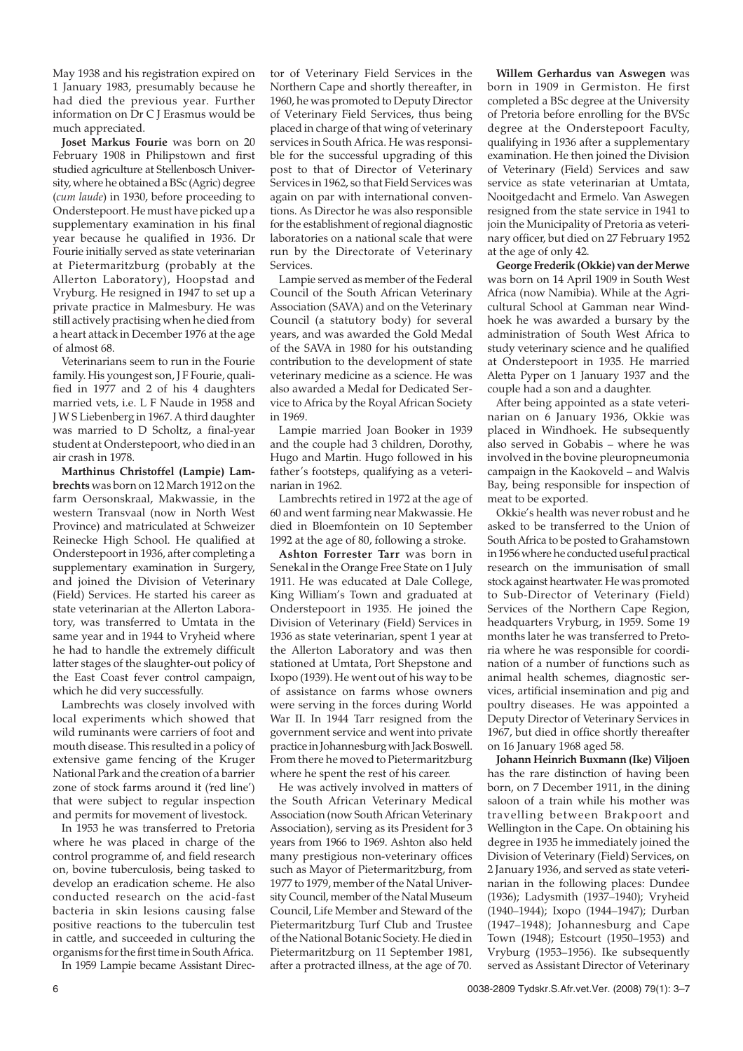May 1938 and his registration expired on 1 January 1983, presumably because he had died the previous year. Further information on Dr C J Erasmus would be much appreciated.

**Joset Markus Fourie** was born on 20 February 1908 in Philipstown and first studied agriculture at Stellenbosch University, where he obtained a BSc (Agric) degree (*cum laude*) in 1930, before proceeding to Onderstepoort. He must have picked up a supplementary examination in his final year because he qualified in 1936. Dr Fourie initially served as state veterinarian at Pietermaritzburg (probably at the Allerton Laboratory), Hoopstad and Vryburg. He resigned in 1947 to set up a private practice in Malmesbury. He was still actively practising when he died from a heart attack in December 1976 at the age of almost 68.

Veterinarians seem to run in the Fourie family. His youngest son, J F Fourie, qualified in 1977 and 2 of his 4 daughters married vets, i.e. L F Naude in 1958 and J W S Liebenberg in 1967. A third daughter was married to D Scholtz, a final-year student at Onderstepoort, who died in an air crash in 1978.

**Marthinus Christoffel (Lampie) Lambrechts** was born on 12 March 1912 on the farm Oersonskraal, Makwassie, in the western Transvaal (now in North West Province) and matriculated at Schweizer Reinecke High School. He qualified at Onderstepoort in 1936, after completing a supplementary examination in Surgery, and joined the Division of Veterinary (Field) Services. He started his career as state veterinarian at the Allerton Laboratory, was transferred to Umtata in the same year and in 1944 to Vryheid where he had to handle the extremely difficult latter stages of the slaughter-out policy of the East Coast fever control campaign, which he did very successfully.

Lambrechts was closely involved with local experiments which showed that wild ruminants were carriers of foot and mouth disease. This resulted in a policy of extensive game fencing of the Kruger National Park and the creation of a barrier zone of stock farms around it ('red line') that were subject to regular inspection and permits for movement of livestock.

In 1953 he was transferred to Pretoria where he was placed in charge of the control programme of, and field research on, bovine tuberculosis, being tasked to develop an eradication scheme. He also conducted research on the acid-fast bacteria in skin lesions causing false positive reactions to the tuberculin test in cattle, and succeeded in culturing the organisms for the first time in South Africa.

In 1959 Lampie became Assistant Director of Veterinary Field Services in the Northern Cape and shortly thereafter, in 1960, he was promoted to Deputy Director of Veterinary Field Services, thus being placed in charge of that wing of veterinary services in South Africa. He was responsible for the successful upgrading of this post to that of Director of Veterinary Services in 1962, so that Field Services was again on par with international conventions. As Director he was also responsible for the establishment of regional diagnostic laboratories on a national scale that were run by the Directorate of Veterinary Services.

Lampie served as member of the Federal Council of the South African Veterinary Association (SAVA) and on the Veterinary Council (a statutory body) for several years, and was awarded the Gold Medal of the SAVA in 1980 for his outstanding contribution to the development of state veterinary medicine as a science. He was also awarded a Medal for Dedicated Service to Africa by the Royal African Society in 1969.

Lampie married Joan Booker in 1939 and the couple had 3 children, Dorothy, Hugo and Martin. Hugo followed in his father's footsteps, qualifying as a veterinarian in 1962.

Lambrechts retired in 1972 at the age of 60 and went farming near Makwassie. He died in Bloemfontein on 10 September 1992 at the age of 80, following a stroke.

**Ashton Forrester Tarr** was born in Senekal in the Orange Free State on 1 July 1911. He was educated at Dale College, King William's Town and graduated at Onderstepoort in 1935. He joined the Division of Veterinary (Field) Services in 1936 as state veterinarian, spent 1 year at the Allerton Laboratory and was then stationed at Umtata, Port Shepstone and Ixopo (1939). He went out of his way to be of assistance on farms whose owners were serving in the forces during World War II. In 1944 Tarr resigned from the government service and went into private practice in Johannesburg with Jack Boswell. From there he moved to Pietermaritzburg where he spent the rest of his career.

He was actively involved in matters of the South African Veterinary Medical Association (now South African Veterinary Association), serving as its President for 3 years from 1966 to 1969. Ashton also held many prestigious non-veterinary offices such as Mayor of Pietermaritzburg, from 1977 to 1979, member of the Natal University Council, member of the Natal Museum Council, Life Member and Steward of the Pietermaritzburg Turf Club and Trustee of the National Botanic Society. He died in Pietermaritzburg on 11 September 1981, after a protracted illness, at the age of 70.

**Willem Gerhardus van Aswegen** was born in 1909 in Germiston. He first completed a BSc degree at the University of Pretoria before enrolling for the BVSc degree at the Onderstepoort Faculty, qualifying in 1936 after a supplementary examination. He then joined the Division of Veterinary (Field) Services and saw service as state veterinarian at Umtata, Nooitgedacht and Ermelo. Van Aswegen resigned from the state service in 1941 to join the Municipality of Pretoria as veterinary officer, but died on 27 February 1952 at the age of only 42.

**George Frederik (Okkie) van der Merwe** was born on 14 April 1909 in South West Africa (now Namibia). While at the Agricultural School at Gamman near Windhoek he was awarded a bursary by the administration of South West Africa to study veterinary science and he qualified at Onderstepoort in 1935. He married Aletta Pyper on 1 January 1937 and the couple had a son and a daughter.

After being appointed as a state veterinarian on 6 January 1936, Okkie was placed in Windhoek. He subsequently also served in Gobabis – where he was involved in the bovine pleuropneumonia campaign in the Kaokoveld – and Walvis Bay, being responsible for inspection of meat to be exported.

Okkie's health was never robust and he asked to be transferred to the Union of South Africa to be posted to Grahamstown in 1956 where he conducted useful practical research on the immunisation of small stock against heartwater. He was promoted to Sub-Director of Veterinary (Field) Services of the Northern Cape Region, headquarters Vryburg, in 1959. Some 19 months later he was transferred to Pretoria where he was responsible for coordination of a number of functions such as animal health schemes, diagnostic services, artificial insemination and pig and poultry diseases. He was appointed a Deputy Director of Veterinary Services in 1967, but died in office shortly thereafter on 16 January 1968 aged 58.

**Johann Heinrich Buxmann (Ike) Viljoen** has the rare distinction of having been born, on 7 December 1911, in the dining saloon of a train while his mother was travelling between Brakpoort and Wellington in the Cape. On obtaining his degree in 1935 he immediately joined the Division of Veterinary (Field) Services, on 2 January 1936, and served as state veterinarian in the following places: Dundee (1936); Ladysmith (1937–1940); Vryheid (1940–1944); Ixopo (1944–1947); Durban (1947–1948); Johannesburg and Cape Town (1948); Estcourt (1950–1953) and Vryburg (1953–1956). Ike subsequently served as Assistant Director of Veterinary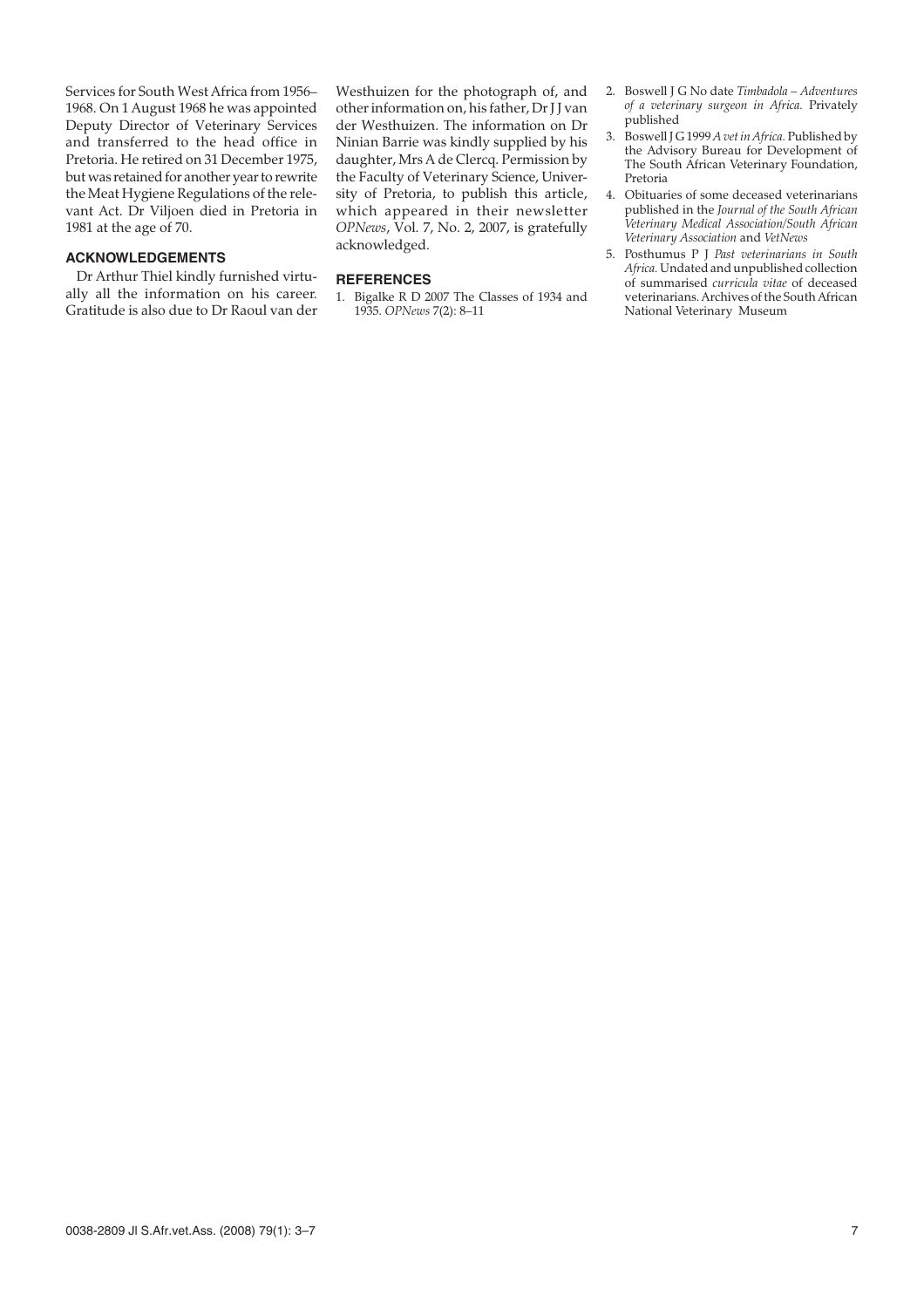Services for South West Africa from 1956–1968. On 1 August 1968 he was appointed Deputy Director of Veterinary Services and transferred to the head office in Pretoria. He retired on 31 December 1975, but was retained for another year to rewrite the Meat Hygiene Regulations of the relevant Act. Dr Viljoen died in Pretoria in 1981 at the age of 70.

## ACKNOWLEDGEMENTS

Dr Arthur Thiel kindly furnished virtually all the information on his career. Gratitude is also due to Dr Raoul van der Westhuizen for the photograph of, and other information on, his father, Dr J J van der Westhuizen. The information on Dr Ninian Barrie was kindly supplied by his daughter, Mrs A de Clercq. Permission by the Faculty of Veterinary Science, University of Pretoria, to publish this article, which appeared in their newsletter *OPNews*, Vol. 7, No. 2, 2007, is gratefully acknowledged.

## REFERENCES

1. Bigalke R D 2007 The Classes of 1934 and 1935. *OPNews* 7(2): 8–11
2. Boswell J G No date *Timbadola – Adventures of a veterinary surgeon in Africa.* Privately published
3. Boswell J G 1999 *A vet in Africa.* Published by the Advisory Bureau for Development of The South African Veterinary Foundation, Pretoria
4. Obituaries of some deceased veterinarians published in the *Journal of the South African Veterinary Medical Association/South African Veterinary Association* and *VetNews*
5. Posthumus P J *Past veterinarians in South Africa.* Undated and unpublished collection of summarised *curricula vitae* of deceased veterinarians. Archives of the South African National Veterinary Museum